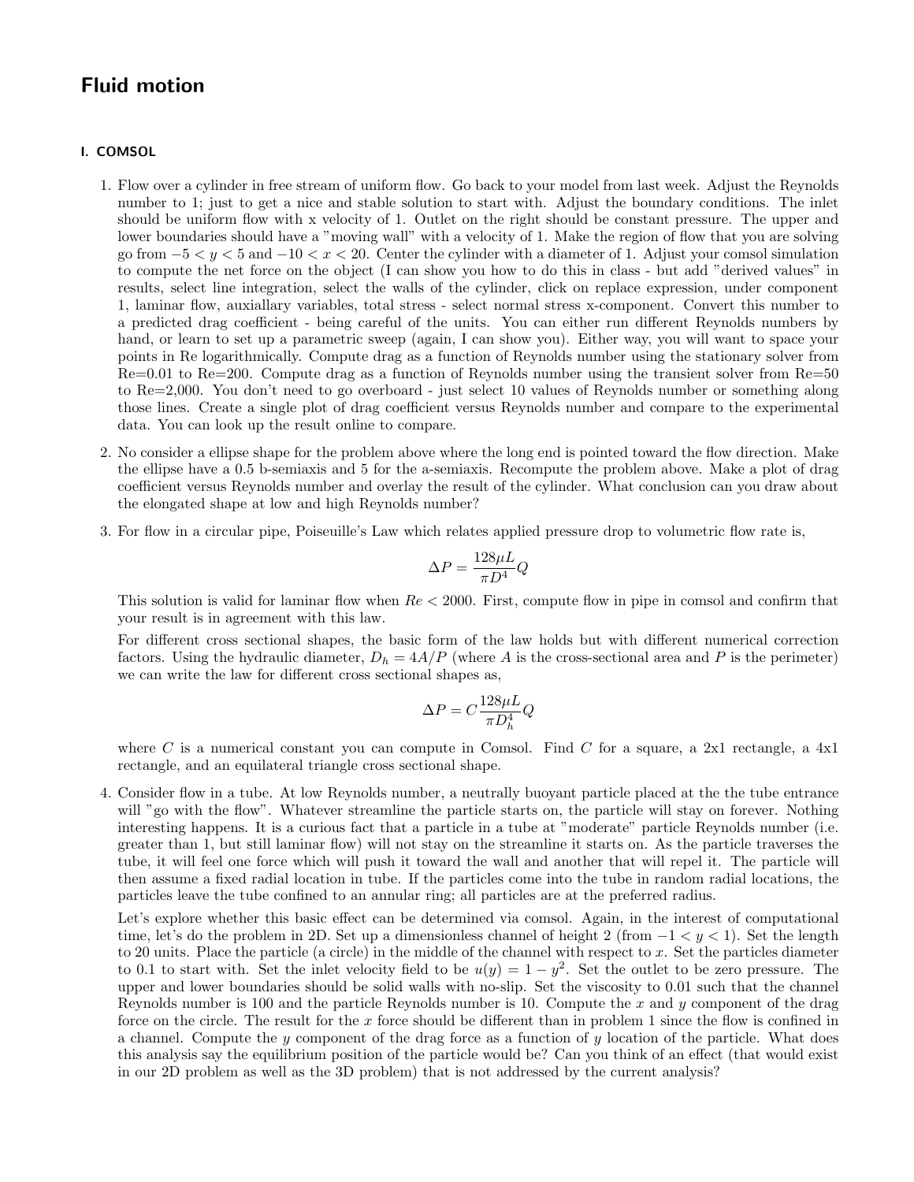# Fluid motion

## I. COMSOL

1. Flow over a cylinder in free stream of uniform flow. Go back to your model from last week. Adjust the Reynolds number to 1; just to get a nice and stable solution to start with. Adjust the boundary conditions. The inlet should be uniform flow with x velocity of 1. Outlet on the right should be constant pressure. The upper and lower boundaries should have a "moving wall" with a velocity of 1. Make the region of flow that you are solving go from $-5 < y < 5$ and $-10 < x < 20$. Center the cylinder with a diameter of 1. Adjust your comsol simulation to compute the net force on the object (I can show you how to do this in class - but add "derived values" in results, select line integration, select the walls of the cylinder, click on replace expression, under component 1, laminar flow, auxillary variables, total stress - select normal stress x-component. Convert this number to a predicted drag coefficient - being careful of the units. You can either run different Reynolds numbers by hand, or learn to set up a parametric sweep (again, I can show you). Either way, you will want to space your points in Re logarithmically. Compute drag as a function of Reynolds number using the stationary solver from Re=0.01 to Re=200. Compute drag as a function of Reynolds number using the transient solver from Re=50 to Re=2,000. You don't need to go overboard - just select 10 values of Reynolds number or something along those lines. Create a single plot of drag coefficient versus Reynolds number and compare to the experimental data. You can look up the result online to compare.

2. No consider a ellipse shape for the problem above where the long end is pointed toward the flow direction. Make the ellipse have a 0.5 b-semiaxis and 5 for the a-semiaxis. Recompute the problem above. Make a plot of drag coefficient versus Reynolds number and overlay the result of the cylinder. What conclusion can you draw about the elongated shape at low and high Reynolds number?

3. For flow in a circular pipe, Poiseuille's Law which relates applied pressure drop to volumetric flow rate is,

$$\Delta P = \frac{128\mu L}{\pi D^4} Q$$

This solution is valid for laminar flow when $Re < 2000$. First, compute flow in pipe in comsol and confirm that your result is in agreement with this law.

For different cross sectional shapes, the basic form of the law holds but with different numerical correction factors. Using the hydraulic diameter, $D_h = 4A/P$ (where $A$ is the cross-sectional area and $P$ is the perimeter) we can write the law for different cross sectional shapes as,

$$\Delta P = C\frac{128\mu L}{\pi D_h^4} Q$$

where $C$ is a numerical constant you can compute in Comsol. Find $C$ for a square, a 2x1 rectangle, a 4x1 rectangle, and an equilateral triangle cross sectional shape.

4. Consider flow in a tube. At low Reynolds number, a neutrally buoyant particle placed at the the tube entrance will "go with the flow". Whatever streamline the particle starts on, the particle will stay on forever. Nothing interesting happens. It is a curious fact that a particle in a tube at "moderate" particle Reynolds number (i.e. greater than 1, but still laminar flow) will not stay on the streamline it starts on. As the particle traverses the tube, it will feel one force which will push it toward the wall and another that will repel it. The particle will then assume a fixed radial location in tube. If the particles come into the tube in random radial locations, the particles leave the tube confined to an annular ring; all particles are at the preferred radius.

Let's explore whether this basic effect can be determined via comsol. Again, in the interest of computational time, let's do the problem in 2D. Set up a dimensionless channel of height 2 (from $-1 < y < 1$). Set the length to 20 units. Place the particle (a circle) in the middle of the channel with respect to $x$. Set the particles diameter to 0.1 to start with. Set the inlet velocity field to be $u(y) = 1 - y^2$. Set the outlet to be zero pressure. The upper and lower boundaries should be solid walls with no-slip. Set the viscosity to 0.01 such that the channel Reynolds number is 100 and the particle Reynolds number is 10. Compute the $x$ and $y$ component of the drag force on the circle. The result for the $x$ force should be different than in problem 1 since the flow is confined in a channel. Compute the $y$ component of the drag force as a function of $y$ location of the particle. What does this analysis say the equilibrium position of the particle would be? Can you think of an effect (that would exist in our 2D problem as well as the 3D problem) that is not addressed by the current analysis?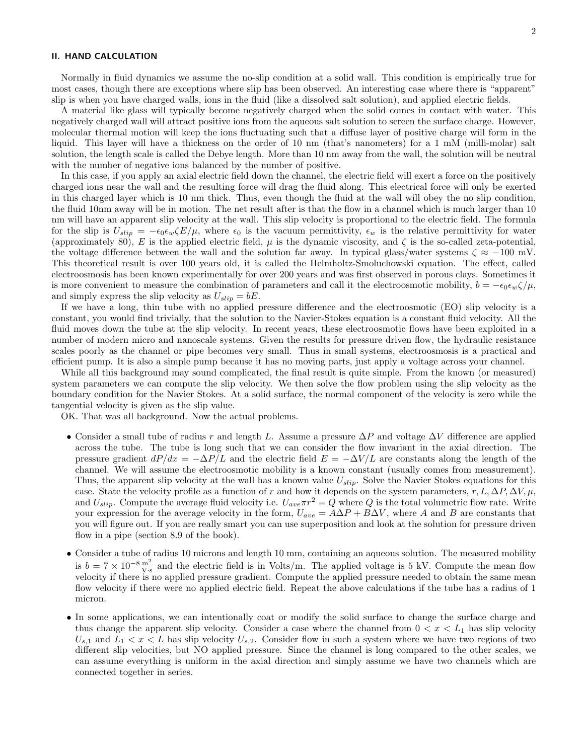## II. HAND CALCULATION

Normally in fluid dynamics we assume the no-slip condition at a solid wall. This condition is empirically true for most cases, though there are exceptions where slip has been observed. An interesting case where there is "apparent" slip is when you have charged walls, ions in the fluid (like a dissolved salt solution), and applied electric fields.

A material like glass will typically become negatively charged when the solid comes in contact with water. This negatively charged wall will attract positive ions from the aqueous salt solution to screen the surface charge. However, molecular thermal motion will keep the ions fluctuating such that a diffuse layer of positive charge will form in the liquid. This layer will have a thickness on the order of 10 nm (that's nanometers) for a 1 mM (milli-molar) salt solution, the length scale is called the Debye length. More than 10 nm away from the wall, the solution will be neutral with the number of negative ions balanced by the number of positive.

In this case, if you apply an axial electric field down the channel, the electric field will exert a force on the positively charged ions near the wall and the resulting force will drag the fluid along. This electrical force will only be exerted in this charged layer which is 10 nm thick. Thus, even though the fluid at the wall will obey the no slip condition, the fluid 10nm away will be in motion. The net result after is that the flow in a channel which is much larger than 10 nm will have an apparent slip velocity at the wall. This slip velocity is proportional to the electric field. The formula for the slip is $U_{slip} = -\epsilon_0 \epsilon_w \zeta E/\mu$, where $\epsilon_0$ is the vacuum permittivity, $\epsilon_w$ is the relative permittivity for water (approximately 80), $E$ is the applied electric field, $\mu$ is the dynamic viscosity, and $\zeta$ is the so-called zeta-potential, the voltage difference between the wall and the solution far away. In typical glass/water systems $\zeta \approx -100$ mV. This theoretical result is over 100 years old, it is called the Helmholtz-Smoluchowski equation. The effect, called electroosmosis has been known experimentally for over 200 years and was first observed in porous clays. Sometimes it is more convenient to measure the combination of parameters and call it the electroosmotic mobility, $b = -\epsilon_0 \epsilon_w \zeta/\mu$, and simply express the slip velocity as $U_{slip} = bE$.

If we have a long, thin tube with no applied pressure difference and the electroosmotic (EO) slip velocity is a constant, you would find trivially, that the solution to the Navier-Stokes equation is a constant fluid velocity. All the fluid moves down the tube at the slip velocity. In recent years, these electroosmotic flows have been exploited in a number of modern micro and nanoscale systems. Given the results for pressure driven flow, the hydraulic resistance scales poorly as the channel or pipe becomes very small. Thus in small systems, electroosmosis is a practical and efficient pump. It is also a simple pump because it has no moving parts, just apply a voltage across your channel.

While all this background may sound complicated, the final result is quite simple. From the known (or measured) system parameters we can compute the slip velocity. We then solve the flow problem using the slip velocity as the boundary condition for the Navier Stokes. At a solid surface, the normal component of the velocity is zero while the tangential velocity is given as the slip value.

OK. That was all background. Now the actual problems.

- Consider a small tube of radius $r$ and length $L$. Assume a pressure $\Delta P$ and voltage $\Delta V$ difference are applied across the tube. The tube is long such that we can consider the flow invariant in the axial direction. The pressure gradient $dP/dx = -\Delta P/L$ and the electric field $E = -\Delta V/L$ are constants along the length of the channel. We will assume the electroosmotic mobility is a known constant (usually comes from measurement). Thus, the apparent slip velocity at the wall has a known value $U_{slip}$. Solve the Navier Stokes equations for this case. State the velocity profile as a function of $r$ and how it depends on the system parameters, $r, L, \Delta P, \Delta V, \mu$, and $U_{slip}$. Compute the average fluid velocity i.e. $U_{ave}\pi r^2 = Q$ where $Q$ is the total volumetric flow rate. Write your expression for the average velocity in the form, $U_{ave} = A\Delta P + B\Delta V$, where $A$ and $B$ are constants that you will figure out. If you are really smart you can use superposition and look at the solution for pressure driven flow in a pipe (section 8.9 of the book).

- Consider a tube of radius 10 microns and length 10 mm, containing an aqueous solution. The measured mobility is $b = 7 \times 10^{-8} \frac{\text{m}^2}{\text{V}\cdot\text{s}}$ and the electric field is in Volts/m. The applied voltage is 5 kV. Compute the mean flow velocity if there is no applied pressure gradient. Compute the applied pressure needed to obtain the same mean flow velocity if there were no applied electric field. Repeat the above calculations if the tube has a radius of 1 micron.

- In some applications, we can intentionally coat or modify the solid surface to change the surface charge and thus change the apparent slip velocity. Consider a case where the channel from $0 < x < L_1$ has slip velocity $U_{s,1}$ and $L_1 < x < L$ has slip velocity $U_{s,2}$. Consider flow in such a system where we have two regions of two different slip velocities, but NO applied pressure. Since the channel is long compared to the other scales, we can assume everything is uniform in the axial direction and simply assume we have two channels which are connected together in series.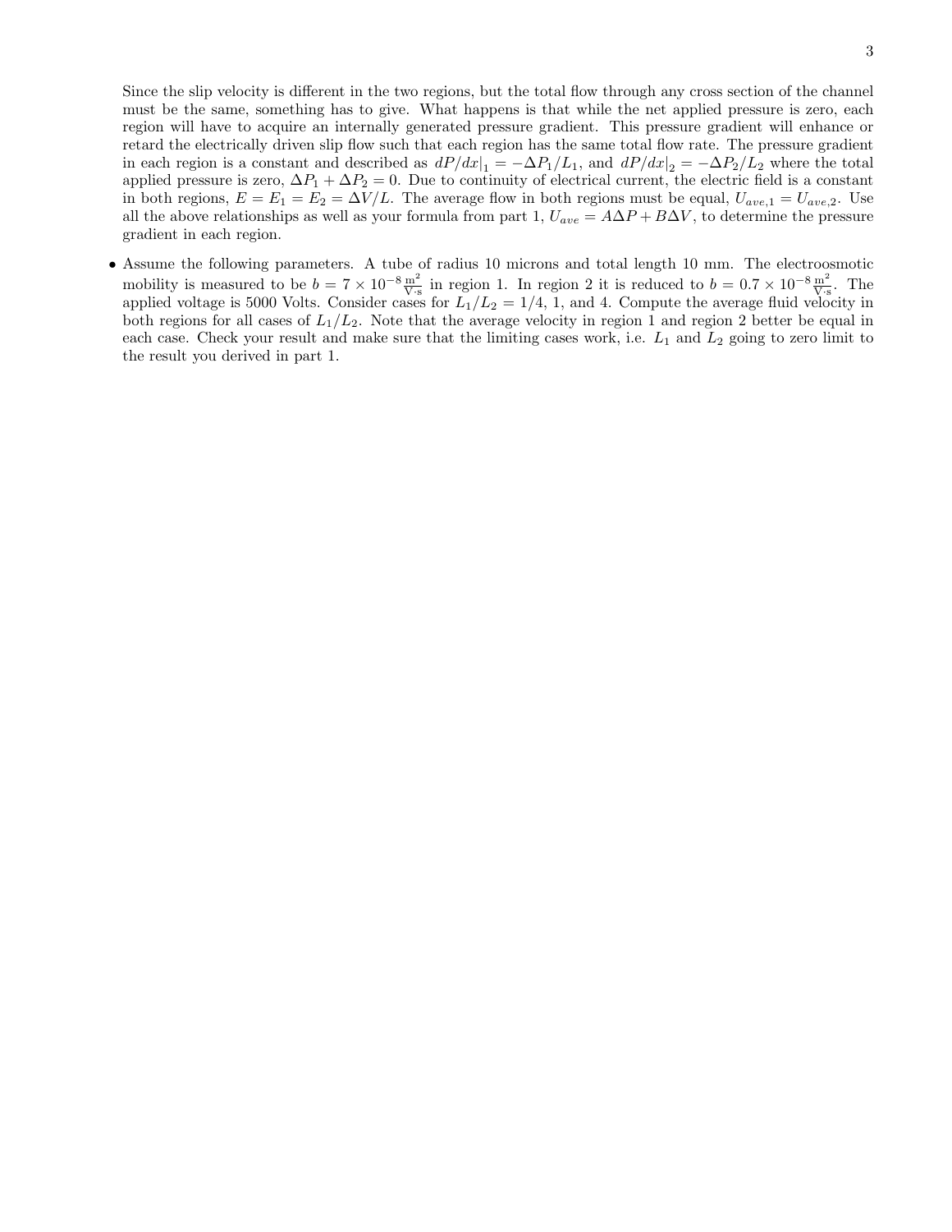Since the slip velocity is different in the two regions, but the total flow through any cross section of the channel must be the same, something has to give. What happens is that while the net applied pressure is zero, each region will have to acquire an internally generated pressure gradient. This pressure gradient will enhance or retard the electrically driven slip flow such that each region has the same total flow rate. The pressure gradient in each region is a constant and described as $dP/dx|_1 = -\Delta P_1/L_1$, and $dP/dx|_2 = -\Delta P_2/L_2$ where the total applied pressure is zero, $\Delta P_1 + \Delta P_2 = 0$. Due to continuity of electrical current, the electric field is a constant in both regions, $E = E_1 = E_2 = \Delta V/L$. The average flow in both regions must be equal, $U_{ave,1} = U_{ave,2}$. Use all the above relationships as well as your formula from part 1, $U_{ave} = A\Delta P + B\Delta V$, to determine the pressure gradient in each region.

- Assume the following parameters. A tube of radius 10 microns and total length 10 mm. The electroosmotic mobility is measured to be $b = 7 \times 10^{-8} \frac{\text{m}^2}{\text{V}\cdot\text{s}}$ in region 1. In region 2 it is reduced to $b = 0.7 \times 10^{-8} \frac{\text{m}^2}{\text{V}\cdot\text{s}}$. The applied voltage is 5000 Volts. Consider cases for $L_1/L_2 = 1/4$, 1, and 4. Compute the average fluid velocity in both regions for all cases of $L_1/L_2$. Note that the average velocity in region 1 and region 2 better be equal in each case. Check your result and make sure that the limiting cases work, i.e. $L_1$ and $L_2$ going to zero limit to the result you derived in part 1.